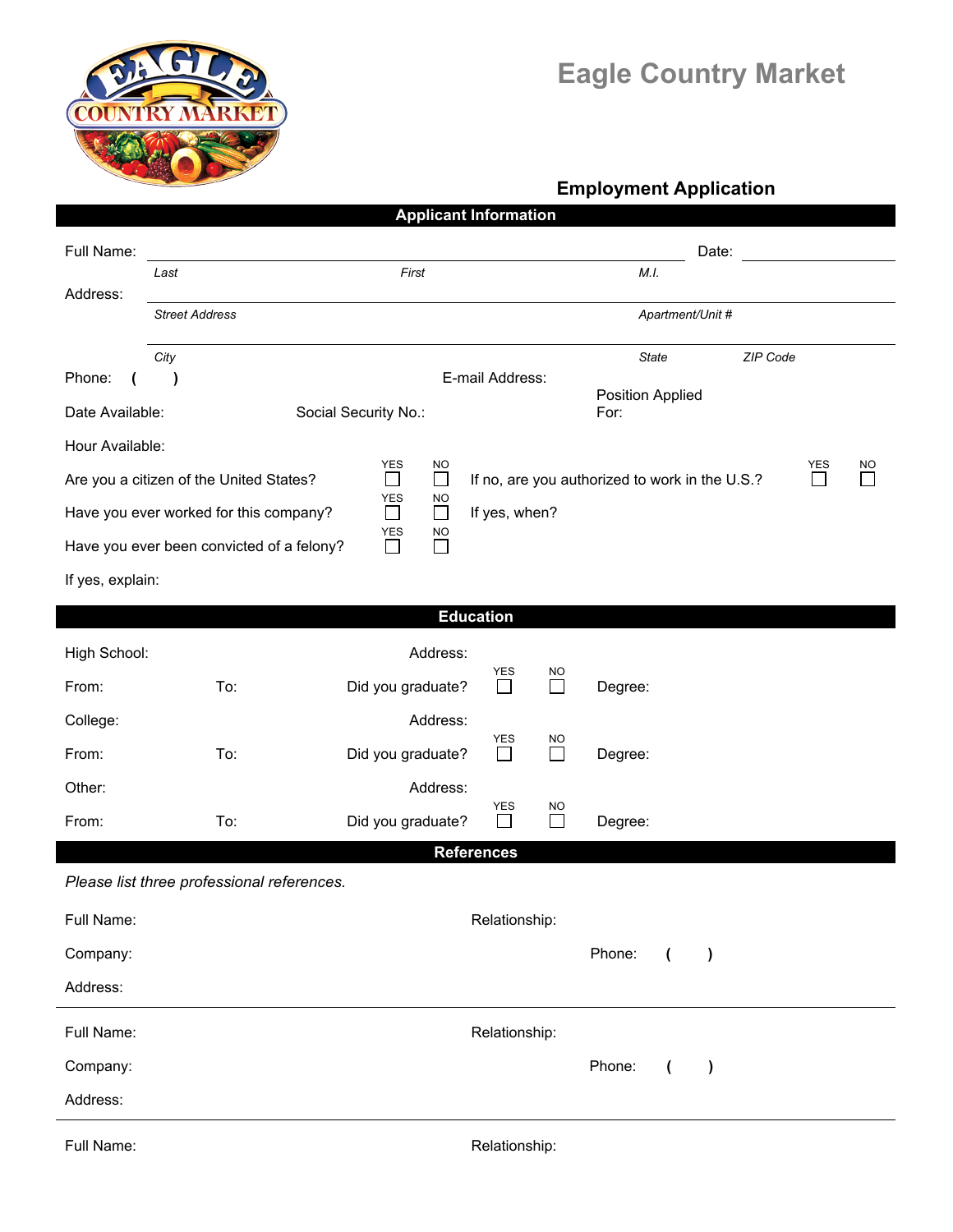# Eagle Country Market

## Employment Application

### Applicant Information

Full Name: ______________________________________________ Date: ____________

*Last* *First* *M.I.*

Address: ______________________________________________

*Street Address* *Apartment/Unit #*

______________________________________________

*City* *State* *ZIP Code*

Phone: ( ) E-mail Address:

Date Available: Social Security No.: Position Applied For:

Hour Available:

Are you a citizen of the United States? YES ☐ NO ☐ If no, are you authorized to work in the U.S.? YES ☐ NO ☐

Have you ever worked for this company? YES ☐ NO ☐ If yes, when?

Have you ever been convicted of a felony? YES ☐ NO ☐

If yes, explain:

### Education

High School: Address:

From: To: Did you graduate? YES ☐ NO ☐ Degree:

College: Address:

From: To: Did you graduate? YES ☐ NO ☐ Degree:

Other: Address:

From: To: Did you graduate? YES ☐ NO ☐ Degree:

### References

*Please list three professional references.*

Full Name: Relationship:

Company: Phone: ( )

Address:

---

Full Name: Relationship:

Company: Phone: ( )

Address:

---

Full Name: Relationship: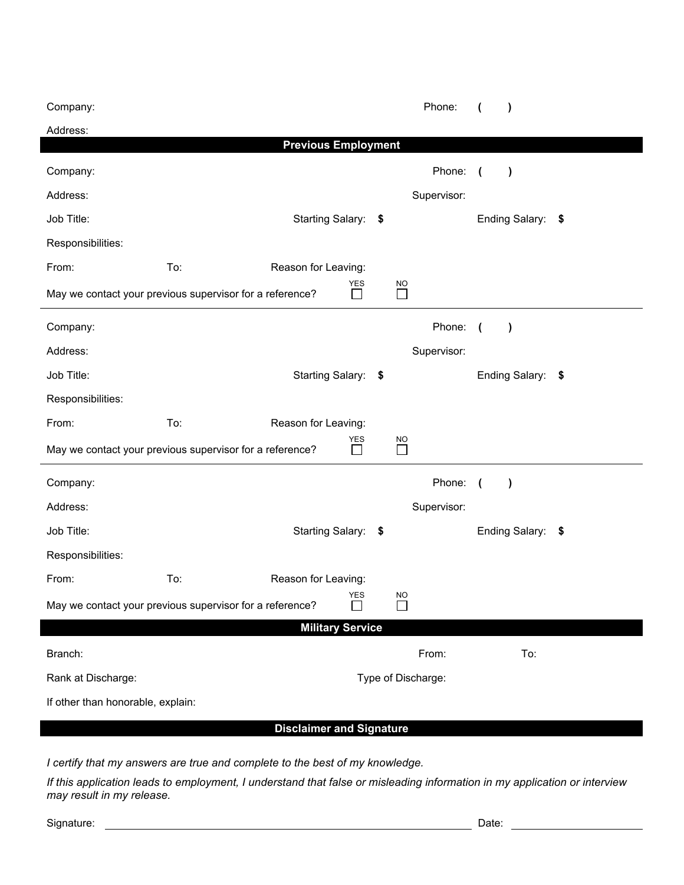Company: Phone: ( )

Address:

## Previous Employment

Company: Phone: ( )

Address: Supervisor:

Job Title: Starting Salary: $ Ending Salary: $

Responsibilities:

From: To: Reason for Leaving:

May we contact your previous supervisor for a reference? YES ☐ NO ☐

---

Company: Phone: ( )

Address: Supervisor:

Job Title: Starting Salary: $ Ending Salary: $

Responsibilities:

From: To: Reason for Leaving:

May we contact your previous supervisor for a reference? YES ☐ NO ☐

---

Company: Phone: ( )

Address: Supervisor:

Job Title: Starting Salary: $ Ending Salary: $

Responsibilities:

From: To: Reason for Leaving:

May we contact your previous supervisor for a reference? YES ☐ NO ☐

## Military Service

Branch: From: To:

Rank at Discharge: Type of Discharge:

If other than honorable, explain:

## Disclaimer and Signature

*I certify that my answers are true and complete to the best of my knowledge.*

*If this application leads to employment, I understand that false or misleading information in my application or interview may result in my release.*

Signature: \_\_\_\_\_\_\_\_\_\_\_\_\_\_\_\_\_\_\_\_\_\_\_\_\_\_\_\_\_\_\_\_\_\_\_\_\_\_\_\_ Date: \_\_\_\_\_\_\_\_\_\_\_\_\_\_\_\_